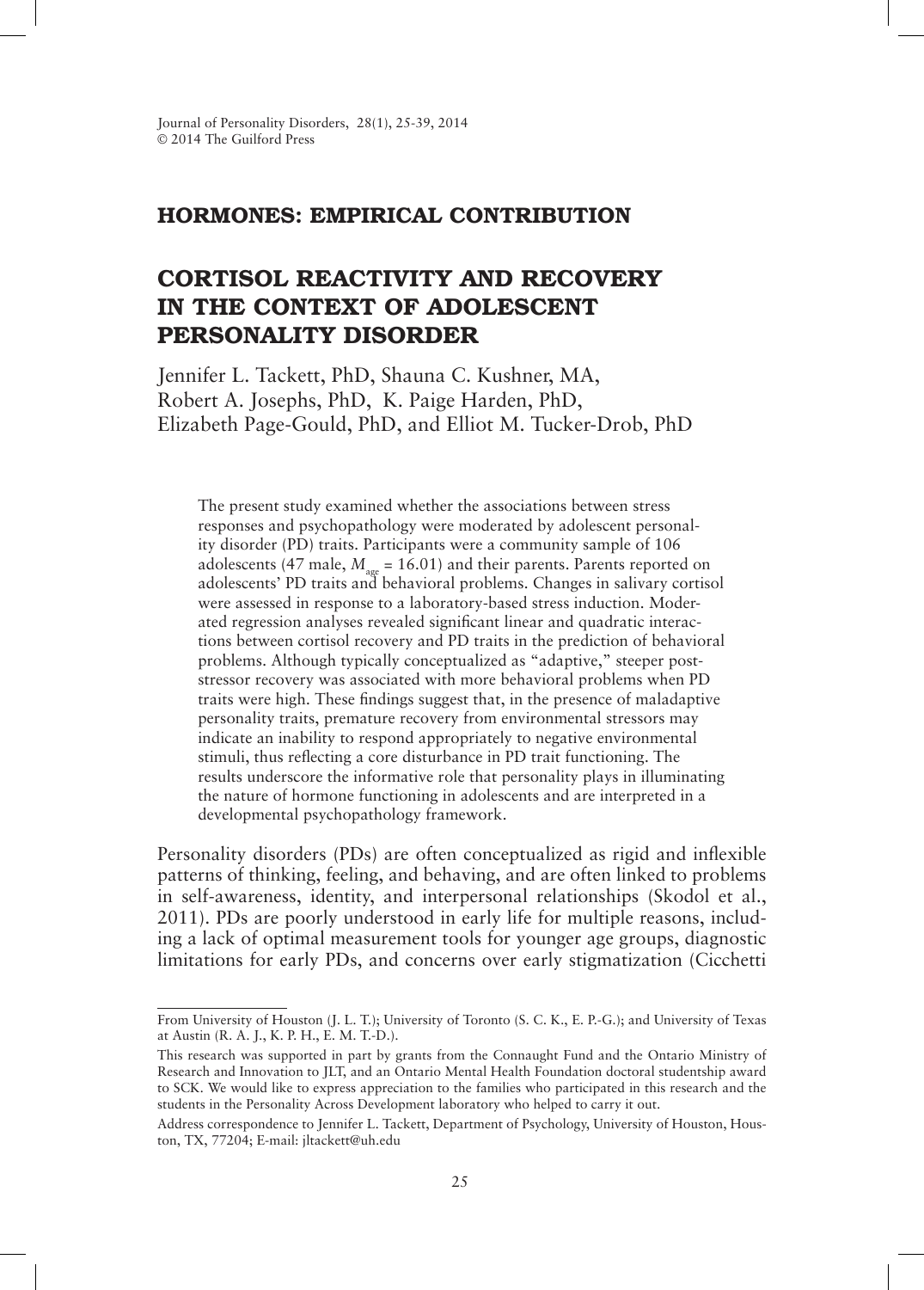Journal of Personality Disorders, 28(1), 25-39, 2014
© 2014 The Guilford Press

## HORMONES: EMPIRICAL CONTRIBUTION

# CORTISOL REACTIVITY AND RECOVERY IN THE CONTEXT OF ADOLESCENT PERSONALITY DISORDER

Jennifer L. Tackett, PhD, Shauna C. Kushner, MA, Robert A. Josephs, PhD, K. Paige Harden, PhD, Elizabeth Page-Gould, PhD, and Elliot M. Tucker-Drob, PhD

The present study examined whether the associations between stress responses and psychopathology were moderated by adolescent personality disorder (PD) traits. Participants were a community sample of 106 adolescents (47 male, $M_{age}$ = 16.01) and their parents. Parents reported on adolescents' PD traits and behavioral problems. Changes in salivary cortisol were assessed in response to a laboratory-based stress induction. Moderated regression analyses revealed significant linear and quadratic interactions between cortisol recovery and PD traits in the prediction of behavioral problems. Although typically conceptualized as "adaptive," steeper post-stressor recovery was associated with more behavioral problems when PD traits were high. These findings suggest that, in the presence of maladaptive personality traits, premature recovery from environmental stressors may indicate an inability to respond appropriately to negative environmental stimuli, thus reflecting a core disturbance in PD trait functioning. The results underscore the informative role that personality plays in illuminating the nature of hormone functioning in adolescents and are interpreted in a developmental psychopathology framework.

Personality disorders (PDs) are often conceptualized as rigid and inflexible patterns of thinking, feeling, and behaving, and are often linked to problems in self-awareness, identity, and interpersonal relationships (Skodol et al., 2011). PDs are poorly understood in early life for multiple reasons, including a lack of optimal measurement tools for younger age groups, diagnostic limitations for early PDs, and concerns over early stigmatization (Cicchetti

---

From University of Houston (J. L. T.); University of Toronto (S. C. K., E. P.-G.); and University of Texas at Austin (R. A. J., K. P. H., E. M. T.-D.).

This research was supported in part by grants from the Connaught Fund and the Ontario Ministry of Research and Innovation to JLT, and an Ontario Mental Health Foundation doctoral studentship award to SCK. We would like to express appreciation to the families who participated in this research and the students in the Personality Across Development laboratory who helped to carry it out.

Address correspondence to Jennifer L. Tackett, Department of Psychology, University of Houston, Houston, TX, 77204; E-mail: jltackett@uh.edu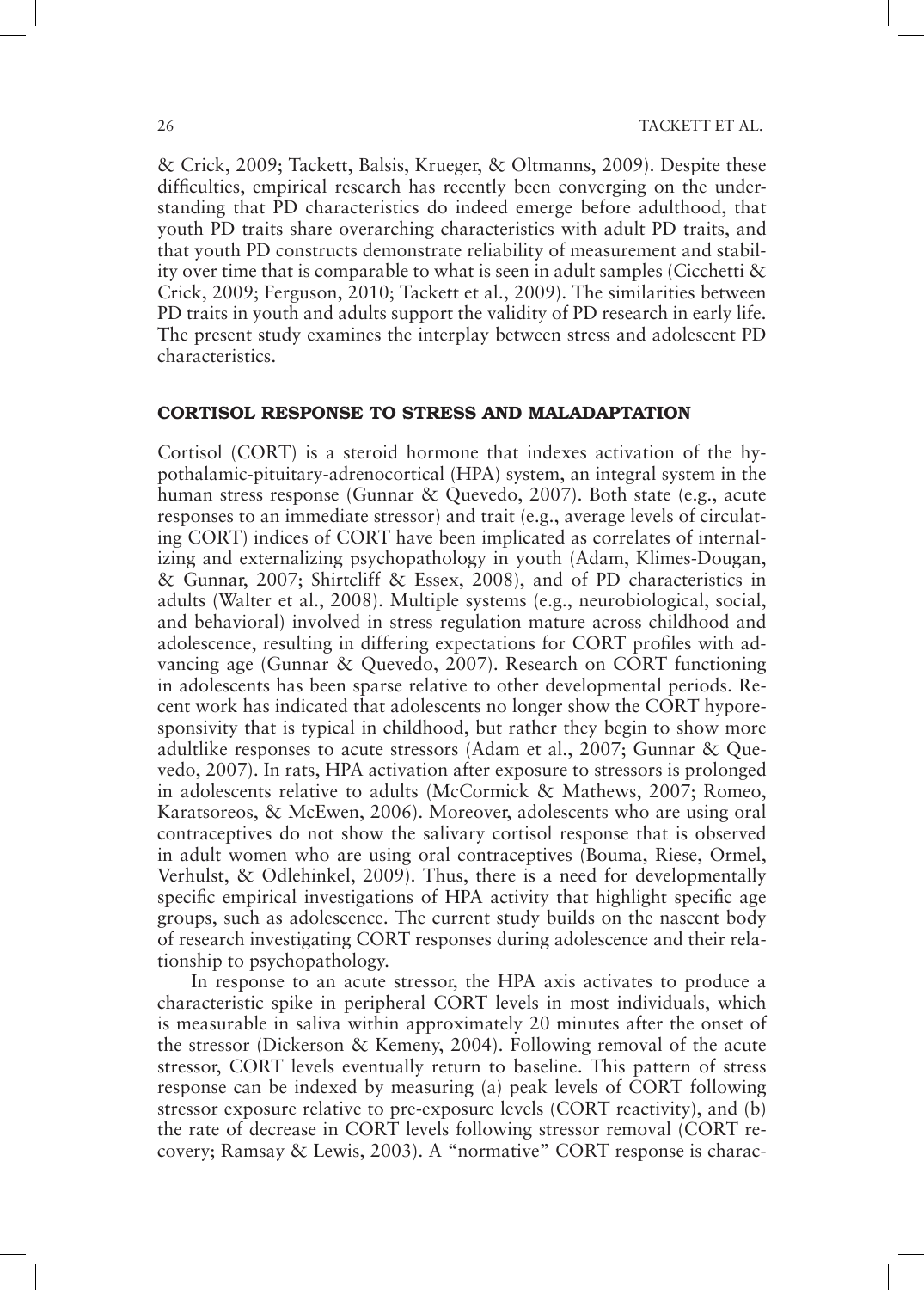& Crick, 2009; Tackett, Balsis, Krueger, & Oltmanns, 2009). Despite these difficulties, empirical research has recently been converging on the understanding that PD characteristics do indeed emerge before adulthood, that youth PD traits share overarching characteristics with adult PD traits, and that youth PD constructs demonstrate reliability of measurement and stability over time that is comparable to what is seen in adult samples (Cicchetti & Crick, 2009; Ferguson, 2010; Tackett et al., 2009). The similarities between PD traits in youth and adults support the validity of PD research in early life. The present study examines the interplay between stress and adolescent PD characteristics.

## CORTISOL RESPONSE TO STRESS AND MALADAPTATION

Cortisol (CORT) is a steroid hormone that indexes activation of the hypothalamic-pituitary-adrenocortical (HPA) system, an integral system in the human stress response (Gunnar & Quevedo, 2007). Both state (e.g., acute responses to an immediate stressor) and trait (e.g., average levels of circulating CORT) indices of CORT have been implicated as correlates of internalizing and externalizing psychopathology in youth (Adam, Klimes-Dougan, & Gunnar, 2007; Shirtcliff & Essex, 2008), and of PD characteristics in adults (Walter et al., 2008). Multiple systems (e.g., neurobiological, social, and behavioral) involved in stress regulation mature across childhood and adolescence, resulting in differing expectations for CORT profiles with advancing age (Gunnar & Quevedo, 2007). Research on CORT functioning in adolescents has been sparse relative to other developmental periods. Recent work has indicated that adolescents no longer show the CORT hyporesponsivity that is typical in childhood, but rather they begin to show more adultlike responses to acute stressors (Adam et al., 2007; Gunnar & Quevedo, 2007). In rats, HPA activation after exposure to stressors is prolonged in adolescents relative to adults (McCormick & Mathews, 2007; Romeo, Karatsoreos, & McEwen, 2006). Moreover, adolescents who are using oral contraceptives do not show the salivary cortisol response that is observed in adult women who are using oral contraceptives (Bouma, Riese, Ormel, Verhulst, & Odlehinkel, 2009). Thus, there is a need for developmentally specific empirical investigations of HPA activity that highlight specific age groups, such as adolescence. The current study builds on the nascent body of research investigating CORT responses during adolescence and their relationship to psychopathology.

In response to an acute stressor, the HPA axis activates to produce a characteristic spike in peripheral CORT levels in most individuals, which is measurable in saliva within approximately 20 minutes after the onset of the stressor (Dickerson & Kemeny, 2004). Following removal of the acute stressor, CORT levels eventually return to baseline. This pattern of stress response can be indexed by measuring (a) peak levels of CORT following stressor exposure relative to pre-exposure levels (CORT reactivity), and (b) the rate of decrease in CORT levels following stressor removal (CORT recovery; Ramsay & Lewis, 2003). A "normative" CORT response is charac-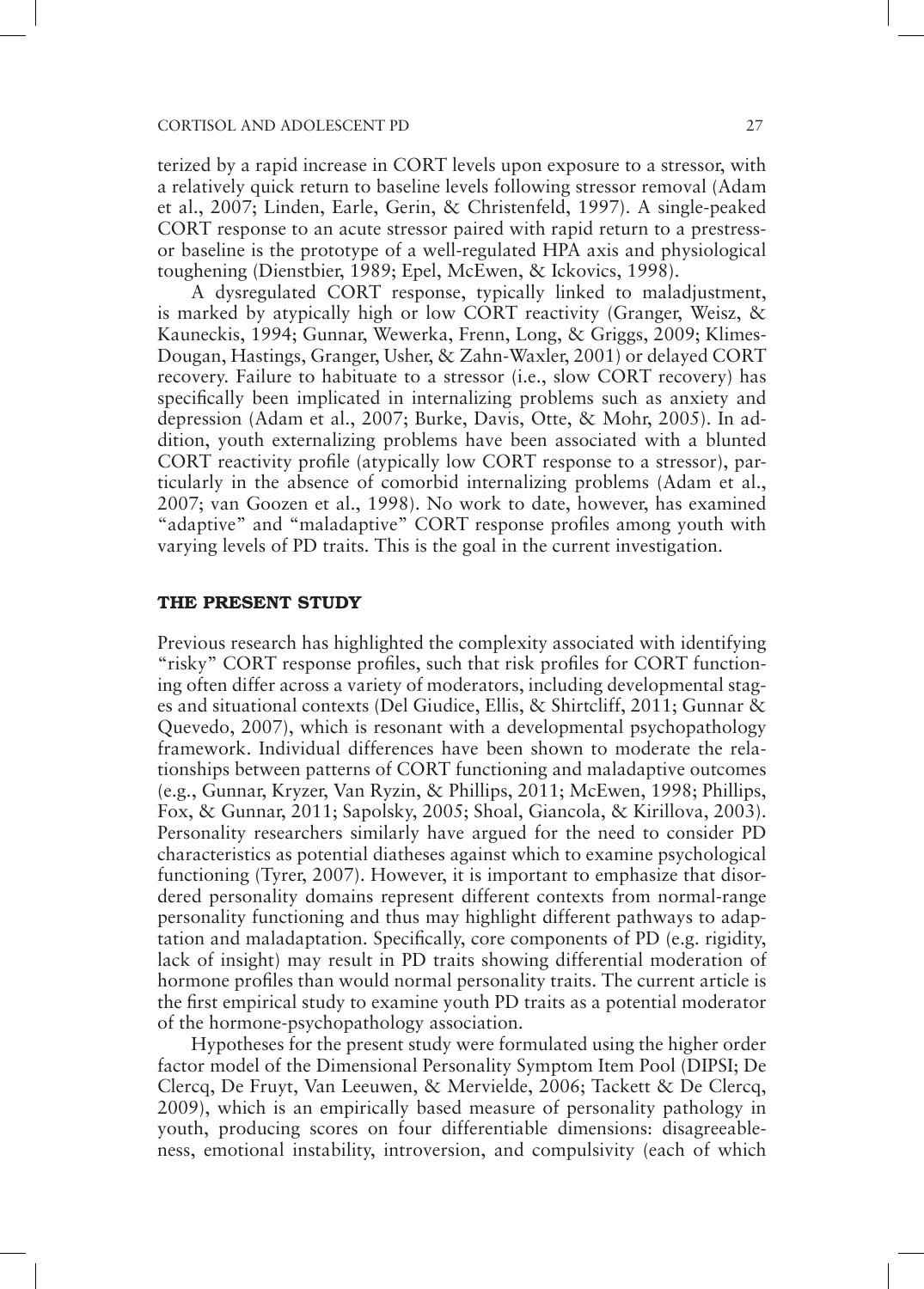terized by a rapid increase in CORT levels upon exposure to a stressor, with a relatively quick return to baseline levels following stressor removal (Adam et al., 2007; Linden, Earle, Gerin, & Christenfeld, 1997). A single-peaked CORT response to an acute stressor paired with rapid return to a prestressor baseline is the prototype of a well-regulated HPA axis and physiological toughening (Dienstbier, 1989; Epel, McEwen, & Ickovics, 1998).

A dysregulated CORT response, typically linked to maladjustment, is marked by atypically high or low CORT reactivity (Granger, Weisz, & Kauneckis, 1994; Gunnar, Wewerka, Frenn, Long, & Griggs, 2009; Klimes-Dougan, Hastings, Granger, Usher, & Zahn-Waxler, 2001) or delayed CORT recovery. Failure to habituate to a stressor (i.e., slow CORT recovery) has specifically been implicated in internalizing problems such as anxiety and depression (Adam et al., 2007; Burke, Davis, Otte, & Mohr, 2005). In addition, youth externalizing problems have been associated with a blunted CORT reactivity profile (atypically low CORT response to a stressor), particularly in the absence of comorbid internalizing problems (Adam et al., 2007; van Goozen et al., 1998). No work to date, however, has examined "adaptive" and "maladaptive" CORT response profiles among youth with varying levels of PD traits. This is the goal in the current investigation.

## THE PRESENT STUDY

Previous research has highlighted the complexity associated with identifying "risky" CORT response profiles, such that risk profiles for CORT functioning often differ across a variety of moderators, including developmental stages and situational contexts (Del Giudice, Ellis, & Shirtcliff, 2011; Gunnar & Quevedo, 2007), which is resonant with a developmental psychopathology framework. Individual differences have been shown to moderate the relationships between patterns of CORT functioning and maladaptive outcomes (e.g., Gunnar, Kryzer, Van Ryzin, & Phillips, 2011; McEwen, 1998; Phillips, Fox, & Gunnar, 2011; Sapolsky, 2005; Shoal, Giancola, & Kirillova, 2003). Personality researchers similarly have argued for the need to consider PD characteristics as potential diatheses against which to examine psychological functioning (Tyrer, 2007). However, it is important to emphasize that disordered personality domains represent different contexts from normal-range personality functioning and thus may highlight different pathways to adaptation and maladaptation. Specifically, core components of PD (e.g. rigidity, lack of insight) may result in PD traits showing differential moderation of hormone profiles than would normal personality traits. The current article is the first empirical study to examine youth PD traits as a potential moderator of the hormone-psychopathology association.

Hypotheses for the present study were formulated using the higher order factor model of the Dimensional Personality Symptom Item Pool (DIPSI; De Clercq, De Fruyt, Van Leeuwen, & Mervielde, 2006; Tackett & De Clercq, 2009), which is an empirically based measure of personality pathology in youth, producing scores on four differentiable dimensions: disagreeableness, emotional instability, introversion, and compulsivity (each of which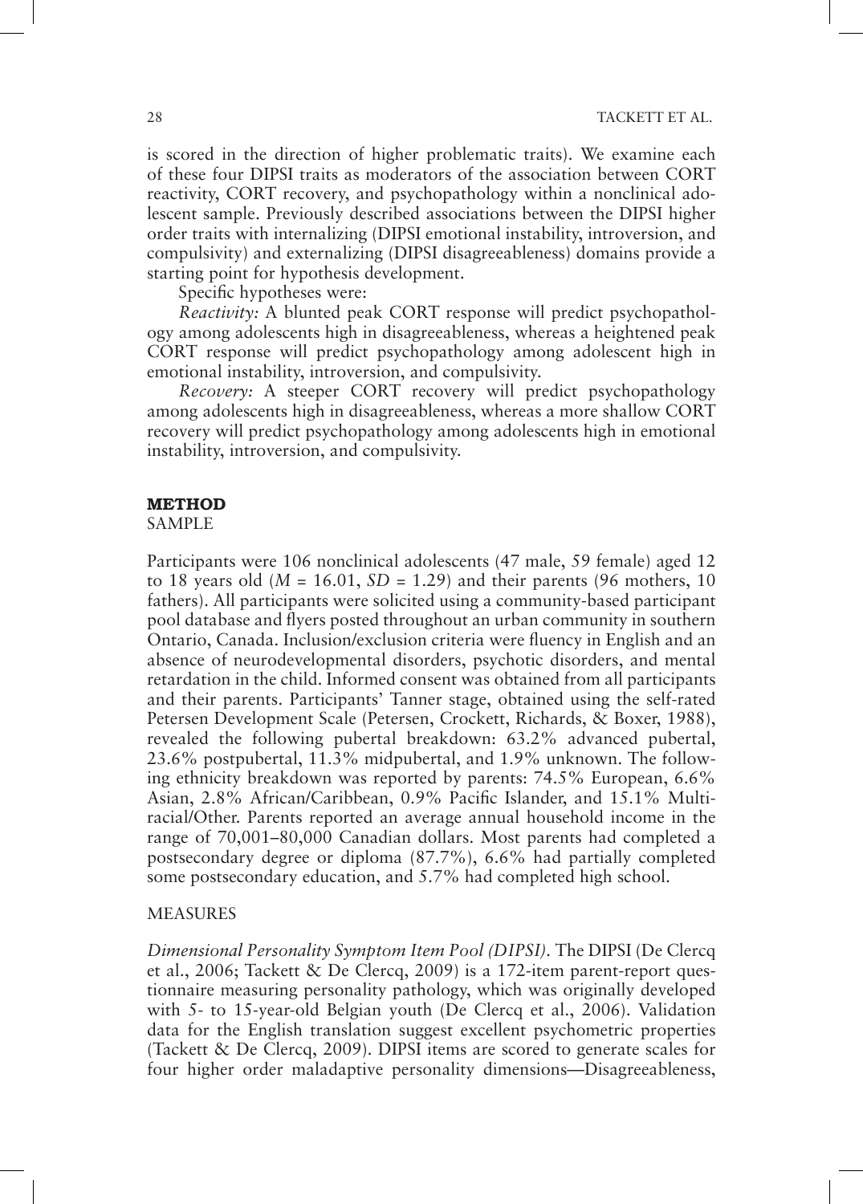is scored in the direction of higher problematic traits). We examine each of these four DIPSI traits as moderators of the association between CORT reactivity, CORT recovery, and psychopathology within a nonclinical adolescent sample. Previously described associations between the DIPSI higher order traits with internalizing (DIPSI emotional instability, introversion, and compulsivity) and externalizing (DIPSI disagreeableness) domains provide a starting point for hypothesis development.

Specific hypotheses were:

*Reactivity:* A blunted peak CORT response will predict psychopathology among adolescents high in disagreeableness, whereas a heightened peak CORT response will predict psychopathology among adolescent high in emotional instability, introversion, and compulsivity.

*Recovery:* A steeper CORT recovery will predict psychopathology among adolescents high in disagreeableness, whereas a more shallow CORT recovery will predict psychopathology among adolescents high in emotional instability, introversion, and compulsivity.

## METHOD

### SAMPLE

Participants were 106 nonclinical adolescents (47 male, 59 female) aged 12 to 18 years old ($M$ = 16.01, $SD$ = 1.29) and their parents (96 mothers, 10 fathers). All participants were solicited using a community-based participant pool database and flyers posted throughout an urban community in southern Ontario, Canada. Inclusion/exclusion criteria were fluency in English and an absence of neurodevelopmental disorders, psychotic disorders, and mental retardation in the child. Informed consent was obtained from all participants and their parents. Participants' Tanner stage, obtained using the self-rated Petersen Development Scale (Petersen, Crockett, Richards, & Boxer, 1988), revealed the following pubertal breakdown: 63.2% advanced pubertal, 23.6% postpubertal, 11.3% midpubertal, and 1.9% unknown. The following ethnicity breakdown was reported by parents: 74.5% European, 6.6% Asian, 2.8% African/Caribbean, 0.9% Pacific Islander, and 15.1% Multiracial/Other. Parents reported an average annual household income in the range of 70,001–80,000 Canadian dollars. Most parents had completed a postsecondary degree or diploma (87.7%), 6.6% had partially completed some postsecondary education, and 5.7% had completed high school.

### MEASURES

*Dimensional Personality Symptom Item Pool (DIPSI).* The DIPSI (De Clercq et al., 2006; Tackett & De Clercq, 2009) is a 172-item parent-report questionnaire measuring personality pathology, which was originally developed with 5- to 15-year-old Belgian youth (De Clercq et al., 2006). Validation data for the English translation suggest excellent psychometric properties (Tackett & De Clercq, 2009). DIPSI items are scored to generate scales for four higher order maladaptive personality dimensions—Disagreeableness,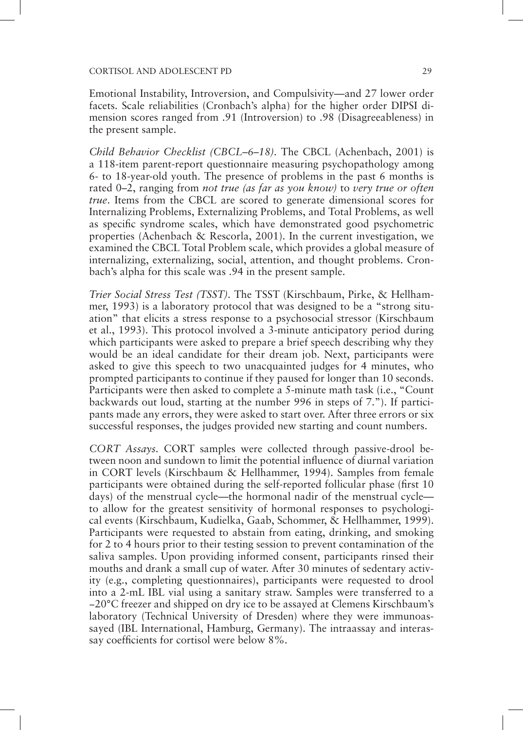Emotional Instability, Introversion, and Compulsivity—and 27 lower order facets. Scale reliabilities (Cronbach's alpha) for the higher order DIPSI dimension scores ranged from .91 (Introversion) to .98 (Disagreeableness) in the present sample.

*Child Behavior Checklist (CBCL–6–18).* The CBCL (Achenbach, 2001) is a 118-item parent-report questionnaire measuring psychopathology among 6- to 18-year-old youth. The presence of problems in the past 6 months is rated 0–2, ranging from *not true (as far as you know)* to *very true or often true*. Items from the CBCL are scored to generate dimensional scores for Internalizing Problems, Externalizing Problems, and Total Problems, as well as specific syndrome scales, which have demonstrated good psychometric properties (Achenbach & Rescorla, 2001). In the current investigation, we examined the CBCL Total Problem scale, which provides a global measure of internalizing, externalizing, social, attention, and thought problems. Cronbach's alpha for this scale was .94 in the present sample.

*Trier Social Stress Test (TSST).* The TSST (Kirschbaum, Pirke, & Hellhammer, 1993) is a laboratory protocol that was designed to be a "strong situation" that elicits a stress response to a psychosocial stressor (Kirschbaum et al., 1993). This protocol involved a 3-minute anticipatory period during which participants were asked to prepare a brief speech describing why they would be an ideal candidate for their dream job. Next, participants were asked to give this speech to two unacquainted judges for 4 minutes, who prompted participants to continue if they paused for longer than 10 seconds. Participants were then asked to complete a 5-minute math task (i.e., "Count backwards out loud, starting at the number 996 in steps of 7."). If participants made any errors, they were asked to start over. After three errors or six successful responses, the judges provided new starting and count numbers.

*CORT Assays.* CORT samples were collected through passive-drool between noon and sundown to limit the potential influence of diurnal variation in CORT levels (Kirschbaum & Hellhammer, 1994). Samples from female participants were obtained during the self-reported follicular phase (first 10 days) of the menstrual cycle—the hormonal nadir of the menstrual cycle—to allow for the greatest sensitivity of hormonal responses to psychological events (Kirschbaum, Kudielka, Gaab, Schommer, & Hellhammer, 1999). Participants were requested to abstain from eating, drinking, and smoking for 2 to 4 hours prior to their testing session to prevent contamination of the saliva samples. Upon providing informed consent, participants rinsed their mouths and drank a small cup of water. After 30 minutes of sedentary activity (e.g., completing questionnaires), participants were requested to drool into a 2-mL IBL vial using a sanitary straw. Samples were transferred to a –20°C freezer and shipped on dry ice to be assayed at Clemens Kirschbaum's laboratory (Technical University of Dresden) where they were immunoassayed (IBL International, Hamburg, Germany). The intraassay and interassay coefficients for cortisol were below 8%.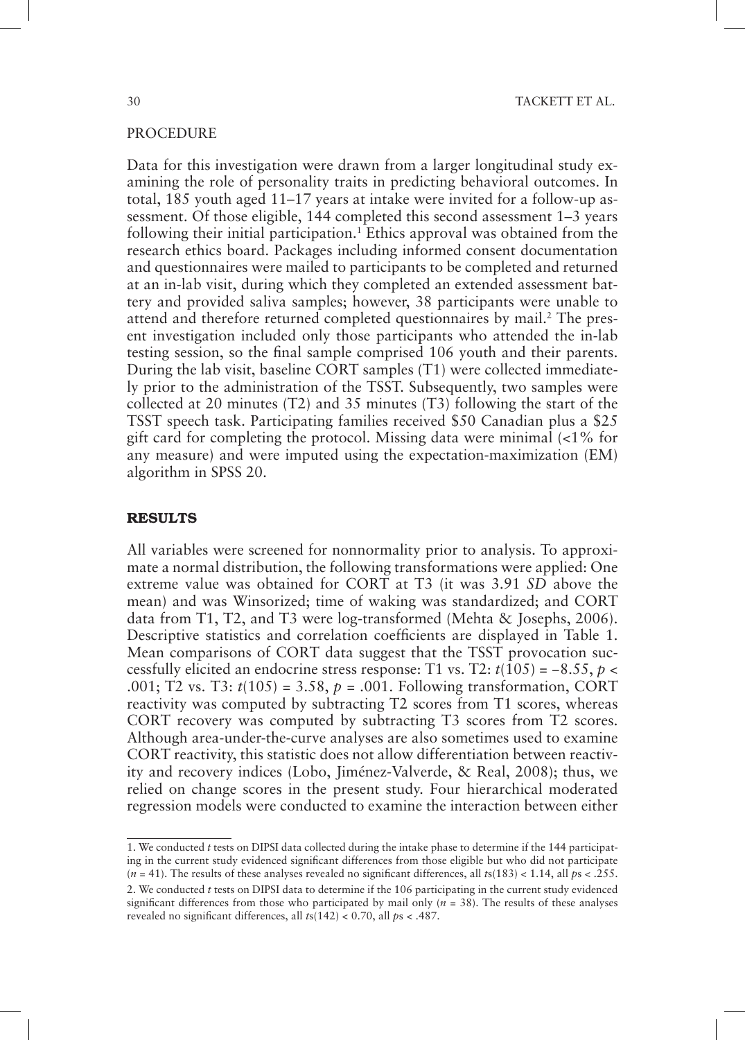## PROCEDURE

Data for this investigation were drawn from a larger longitudinal study examining the role of personality traits in predicting behavioral outcomes. In total, 185 youth aged 11–17 years at intake were invited for a follow-up assessment. Of those eligible, 144 completed this second assessment 1–3 years following their initial participation.[1] Ethics approval was obtained from the research ethics board. Packages including informed consent documentation and questionnaires were mailed to participants to be completed and returned at an in-lab visit, during which they completed an extended assessment battery and provided saliva samples; however, 38 participants were unable to attend and therefore returned completed questionnaires by mail.[2] The present investigation included only those participants who attended the in-lab testing session, so the final sample comprised 106 youth and their parents. During the lab visit, baseline CORT samples (T1) were collected immediately prior to the administration of the TSST. Subsequently, two samples were collected at 20 minutes (T2) and 35 minutes (T3) following the start of the TSST speech task. Participating families received \$50 Canadian plus a \$25 gift card for completing the protocol. Missing data were minimal (<1% for any measure) and were imputed using the expectation-maximization (EM) algorithm in SPSS 20.

## RESULTS

All variables were screened for nonnormality prior to analysis. To approximate a normal distribution, the following transformations were applied: One extreme value was obtained for CORT at T3 (it was 3.91 *SD* above the mean) and was Winsorized; time of waking was standardized; and CORT data from T1, T2, and T3 were log-transformed (Mehta & Josephs, 2006). Descriptive statistics and correlation coefficients are displayed in Table 1. Mean comparisons of CORT data suggest that the TSST provocation successfully elicited an endocrine stress response: T1 vs. T2: $t(105) = -8.55$, $p < .001$; T2 vs. T3: $t(105) = 3.58$, $p = .001$. Following transformation, CORT reactivity was computed by subtracting T2 scores from T1 scores, whereas CORT recovery was computed by subtracting T3 scores from T2 scores. Although area-under-the-curve analyses are also sometimes used to examine CORT reactivity, this statistic does not allow differentiation between reactivity and recovery indices (Lobo, Jiménez-Valverde, & Real, 2008); thus, we relied on change scores in the present study. Four hierarchical moderated regression models were conducted to examine the interaction between either

---

1. We conducted *t* tests on DIPSI data collected during the intake phase to determine if the 144 participating in the current study evidenced significant differences from those eligible but who did not participate ($n = 41$). The results of these analyses revealed no significant differences, all $ts(183) < 1.14$, all $ps < .255$.

2. We conducted *t* tests on DIPSI data to determine if the 106 participating in the current study evidenced significant differences from those who participated by mail only ($n = 38$). The results of these analyses revealed no significant differences, all $ts(142) < 0.70$, all $ps < .487$.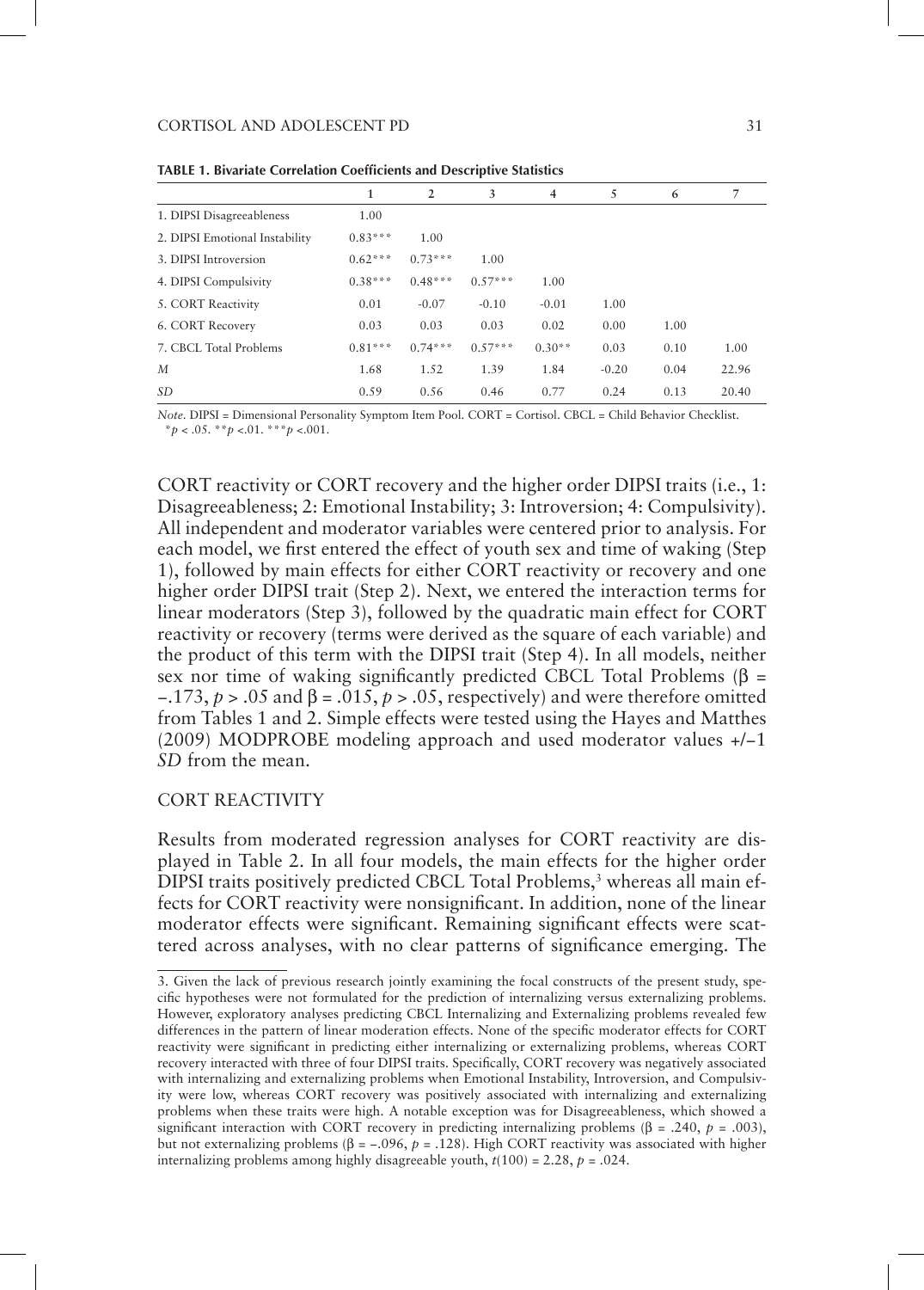**TABLE 1. Bivariate Correlation Coefficients and Descriptive Statistics**

| | 1 | 2 | 3 | 4 | 5 | 6 | 7 |
|---|---|---|---|---|---|---|---|
| 1. DIPSI Disagreeableness | 1.00 | | | | | | |
| 2. DIPSI Emotional Instability | 0.83*** | 1.00 | | | | | |
| 3. DIPSI Introversion | 0.62*** | 0.73*** | 1.00 | | | | |
| 4. DIPSI Compulsivity | 0.38*** | 0.48*** | 0.57*** | 1.00 | | | |
| 5. CORT Reactivity | 0.01 | -0.07 | -0.10 | -0.01 | 1.00 | | |
| 6. CORT Recovery | 0.03 | 0.03 | 0.03 | 0.02 | 0.00 | 1.00 | |
| 7. CBCL Total Problems | 0.81*** | 0.74*** | 0.57*** | 0.30** | 0.03 | 0.10 | 1.00 |
| *M* | 1.68 | 1.52 | 1.39 | 1.84 | -0.20 | 0.04 | 22.96 |
| *SD* | 0.59 | 0.56 | 0.46 | 0.77 | 0.24 | 0.13 | 20.40 |

*Note.* DIPSI = Dimensional Personality Symptom Item Pool. CORT = Cortisol. CBCL = Child Behavior Checklist.
*$p < .05$. **$p < .01$. ***$p < .001$.

CORT reactivity or CORT recovery and the higher order DIPSI traits (i.e., 1: Disagreeableness; 2: Emotional Instability; 3: Introversion; 4: Compulsivity). All independent and moderator variables were centered prior to analysis. For each model, we first entered the effect of youth sex and time of waking (Step 1), followed by main effects for either CORT reactivity or recovery and one higher order DIPSI trait (Step 2). Next, we entered the interaction terms for linear moderators (Step 3), followed by the quadratic main effect for CORT reactivity or recovery (terms were derived as the square of each variable) and the product of this term with the DIPSI trait (Step 4). In all models, neither sex nor time of waking significantly predicted CBCL Total Problems ($\beta = -.173$, $p > .05$ and $\beta = .015$, $p > .05$, respectively) and were therefore omitted from Tables 1 and 2. Simple effects were tested using the Hayes and Matthes (2009) MODPROBE modeling approach and used moderator values +/−1 *SD* from the mean.

## CORT REACTIVITY

Results from moderated regression analyses for CORT reactivity are displayed in Table 2. In all four models, the main effects for the higher order DIPSI traits positively predicted CBCL Total Problems,[3] whereas all main effects for CORT reactivity were nonsignificant. In addition, none of the linear moderator effects were significant. Remaining significant effects were scattered across analyses, with no clear patterns of significance emerging. The

3. Given the lack of previous research jointly examining the focal constructs of the present study, specific hypotheses were not formulated for the prediction of internalizing versus externalizing problems. However, exploratory analyses predicting CBCL Internalizing and Externalizing problems revealed few differences in the pattern of linear moderation effects. None of the specific moderator effects for CORT reactivity were significant in predicting either internalizing or externalizing problems, whereas CORT recovery interacted with three of four DIPSI traits. Specifically, CORT recovery was negatively associated with internalizing and externalizing problems when Emotional Instability, Introversion, and Compulsivity were low, whereas CORT recovery was positively associated with internalizing and externalizing problems when these traits were high. A notable exception was for Disagreeableness, which showed a significant interaction with CORT recovery in predicting internalizing problems ($\beta = .240$, $p = .003$), but not externalizing problems ($\beta = -.096$, $p = .128$). High CORT reactivity was associated with higher internalizing problems among highly disagreeable youth, $t(100) = 2.28$, $p = .024$.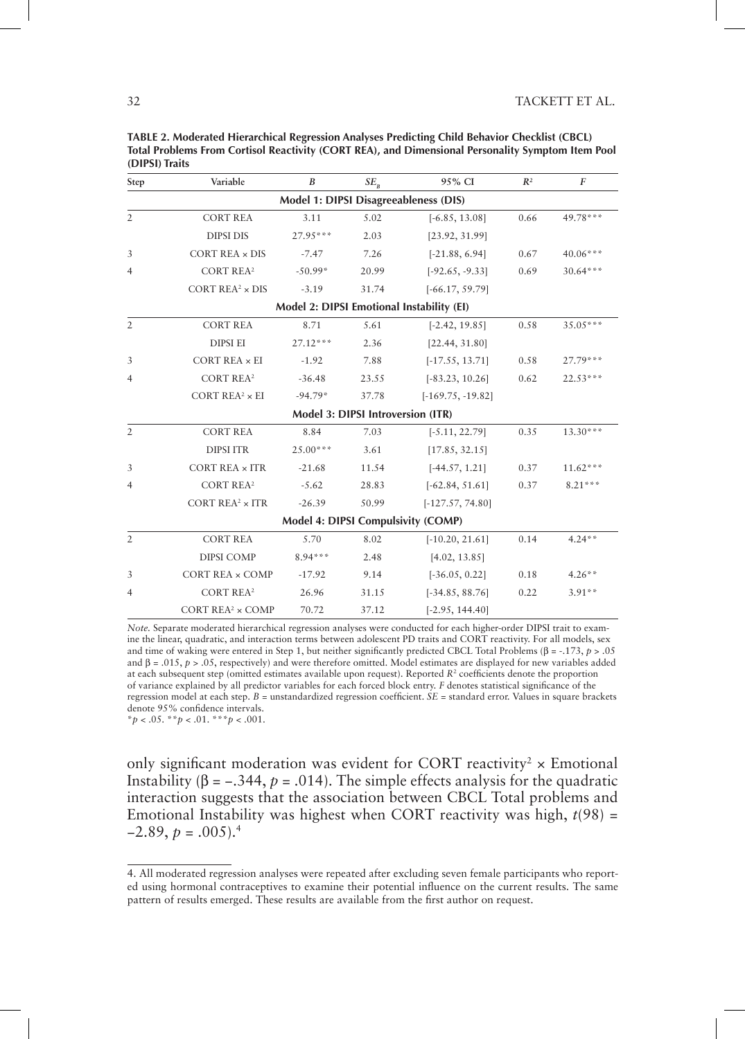**TABLE 2. Moderated Hierarchical Regression Analyses Predicting Child Behavior Checklist (CBCL) Total Problems From Cortisol Reactivity (CORT REA), and Dimensional Personality Symptom Item Pool (DIPSI) Traits**

| Step | Variable | $B$ | $SE_B$ | 95% CI | $R^2$ | $F$ |
|---|---|---|---|---|---|---|
| | **Model 1: DIPSI Disagreeableness (DIS)** | | | | | |
| 2 | CORT REA | 3.11 | 5.02 | [-6.85, 13.08] | 0.66 | 49.78*** |
| | DIPSI DIS | 27.95*** | 2.03 | [23.92, 31.99] | | |
| 3 | CORT REA × DIS | -7.47 | 7.26 | [-21.88, 6.94] | 0.67 | 40.06*** |
| 4 | CORT REA² | -50.99* | 20.99 | [-92.65, -9.33] | 0.69 | 30.64*** |
| | CORT REA² × DIS | -3.19 | 31.74 | [-66.17, 59.79] | | |
| | **Model 2: DIPSI Emotional Instability (EI)** | | | | | |
| 2 | CORT REA | 8.71 | 5.61 | [-2.42, 19.85] | 0.58 | 35.05*** |
| | DIPSI EI | 27.12*** | 2.36 | [22.44, 31.80] | | |
| 3 | CORT REA × EI | -1.92 | 7.88 | [-17.55, 13.71] | 0.58 | 27.79*** |
| 4 | CORT REA² | -36.48 | 23.55 | [-83.23, 10.26] | 0.62 | 22.53*** |
| | CORT REA² × EI | -94.79* | 37.78 | [-169.75, -19.82] | | |
| | **Model 3: DIPSI Introversion (ITR)** | | | | | |
| 2 | CORT REA | 8.84 | 7.03 | [-5.11, 22.79] | 0.35 | 13.30*** |
| | DIPSI ITR | 25.00*** | 3.61 | [17.85, 32.15] | | |
| 3 | CORT REA × ITR | -21.68 | 11.54 | [-44.57, 1.21] | 0.37 | 11.62*** |
| 4 | CORT REA² | -5.62 | 28.83 | [-62.84, 51.61] | 0.37 | 8.21*** |
| | CORT REA² × ITR | -26.39 | 50.99 | [-127.57, 74.80] | | |
| | **Model 4: DIPSI Compulsivity (COMP)** | | | | | |
| 2 | CORT REA | 5.70 | 8.02 | [-10.20, 21.61] | 0.14 | 4.24** |
| | DIPSI COMP | 8.94*** | 2.48 | [4.02, 13.85] | | |
| 3 | CORT REA × COMP | -17.92 | 9.14 | [-36.05, 0.22] | 0.18 | 4.26** |
| 4 | CORT REA² | 26.96 | 31.15 | [-34.85, 88.76] | 0.22 | 3.91** |
| | CORT REA² × COMP | 70.72 | 37.12 | [-2.95, 144.40] | | |

*Note.* Separate moderated hierarchical regression analyses were conducted for each higher-order DIPSI trait to examine the linear, quadratic, and interaction terms between adolescent PD traits and CORT reactivity. For all models, sex and time of waking were entered in Step 1, but neither significantly predicted CBCL Total Problems ($\beta = -.173$, $p > .05$ and $\beta = .015$, $p > .05$, respectively) and were therefore omitted. Model estimates are displayed for new variables added at each subsequent step (omitted estimates available upon request). Reported $R^2$ coefficients denote the proportion of variance explained by all predictor variables for each forced block entry. $F$ denotes statistical significance of the regression model at each step. $B$ = unstandardized regression coefficient. $SE$ = standard error. Values in square brackets denote 95% confidence intervals.
*$p < .05$. **$p < .01$. ***$p < .001$.

only significant moderation was evident for CORT reactivity² × Emotional Instability ($\beta = -.344$, $p = .014$). The simple effects analysis for the quadratic interaction suggests that the association between CBCL Total problems and Emotional Instability was highest when CORT reactivity was high, $t(98) = -2.89$, $p = .005$).[4]

4. All moderated regression analyses were repeated after excluding seven female participants who reported using hormonal contraceptives to examine their potential influence on the current results. The same pattern of results emerged. These results are available from the first author on request.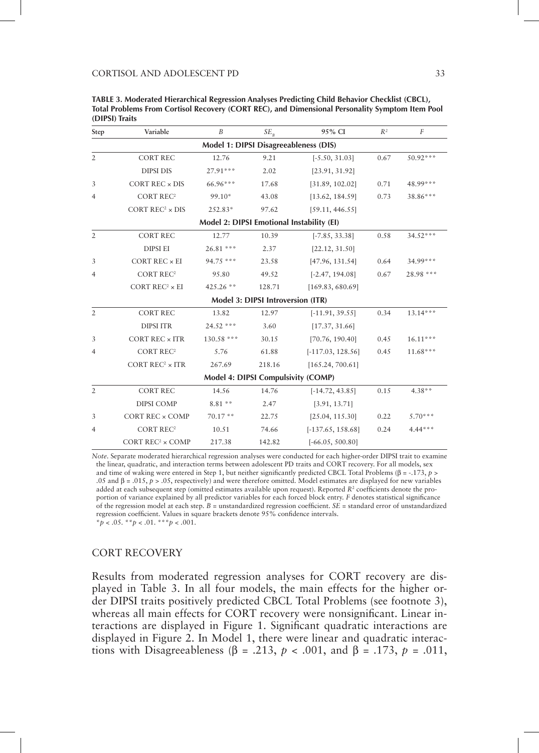**TABLE 3. Moderated Hierarchical Regression Analyses Predicting Child Behavior Checklist (CBCL), Total Problems From Cortisol Recovery (CORT REC), and Dimensional Personality Symptom Item Pool (DIPSI) Traits**

| Step | Variable | $B$ | $SE_B$ | 95% CI | $R^2$ | $F$ |
|---|---|---|---|---|---|---|
| **Model 1: DIPSI Disagreeableness (DIS)** | | | | | | |
| 2 | CORT REC | 12.76 | 9.21 | [-5.50, 31.03] | 0.67 | 50.92*** |
| | DIPSI DIS | 27.91*** | 2.02 | [23.91, 31.92] | | |
| 3 | CORT REC × DIS | 66.96*** | 17.68 | [31.89, 102.02] | 0.71 | 48.99*** |
| 4 | CORT REC$^2$ | 99.10* | 43.08 | [13.62, 184.59] | 0.73 | 38.86*** |
| | CORT REC$^2$ × DIS | 252.83* | 97.62 | [59.11, 446.55] | | |
| **Model 2: DIPSI Emotional Instability (EI)** | | | | | | |
| 2 | CORT REC | 12.77 | 10.39 | [-7.85, 33.38] | 0.58 | 34.52*** |
| | DIPSI EI | 26.81 *** | 2.37 | [22.12, 31.50] | | |
| 3 | CORT REC × EI | 94.75 *** | 23.58 | [47.96, 131.54] | 0.64 | 34.99*** |
| 4 | CORT REC$^2$ | 95.80 | 49.52 | [-2.47, 194.08] | 0.67 | 28.98 *** |
| | CORT REC$^2$ × EI | 425.26 ** | 128.71 | [169.83, 680.69] | | |
| **Model 3: DIPSI Introversion (ITR)** | | | | | | |
| 2 | CORT REC | 13.82 | 12.97 | [-11.91, 39.55] | 0.34 | 13.14*** |
| | DIPSI ITR | 24.52 *** | 3.60 | [17.37, 31.66] | | |
| 3 | CORT REC × ITR | 130.58 *** | 30.15 | [70.76, 190.40] | 0.45 | 16.11*** |
| 4 | CORT REC$^2$ | 5.76 | 61.88 | [-117.03, 128.56] | 0.45 | 11.68*** |
| | CORT REC$^2$ × ITR | 267.69 | 218.16 | [165.24, 700.61] | | |
| **Model 4: DIPSI Compulsivity (COMP)** | | | | | | |
| 2 | CORT REC | 14.56 | 14.76 | [-14.72, 43.85] | 0.15 | 4.38** |
| | DIPSI COMP | 8.81 ** | 2.47 | [3.91, 13.71] | | |
| 3 | CORT REC × COMP | 70.17 ** | 22.75 | [25.04, 115.30] | 0.22 | 5.70*** |
| 4 | CORT REC$^2$ | 10.51 | 74.66 | [-137.65, 158.68] | 0.24 | 4.44*** |
| | CORT REC$^2$ × COMP | 217.38 | 142.82 | [-66.05, 500.80] | | |

*Note.* Separate moderated hierarchical regression analyses were conducted for each higher-order DIPSI trait to examine the linear, quadratic, and interaction terms between adolescent PD traits and CORT recovery. For all models, sex and time of waking were entered in Step 1, but neither significantly predicted CBCL Total Problems (β = -.173, $p > .05$ and β = .015, $p > .05$, respectively) and were therefore omitted. Model estimates are displayed for new variables added at each subsequent step (omitted estimates available upon request). Reported $R^2$ coefficients denote the proportion of variance explained by all predictor variables for each forced block entry. $F$ denotes statistical significance of the regression model at each step. $B$ = unstandardized regression coefficient. $SE$ = standard error of unstandardized regression coefficient. Values in square brackets denote 95% confidence intervals.
\* $p < .05$. \*\* $p < .01$. \*\*\* $p < .001$.

## CORT RECOVERY

Results from moderated regression analyses for CORT recovery are displayed in Table 3. In all four models, the main effects for the higher order DIPSI traits positively predicted CBCL Total Problems (see footnote 3), whereas all main effects for CORT recovery were nonsignificant. Linear interactions are displayed in Figure 1. Significant quadratic interactions are displayed in Figure 2. In Model 1, there were linear and quadratic interactions with Disagreeableness (β = .213, $p < .001$, and β = .173, $p = .011$,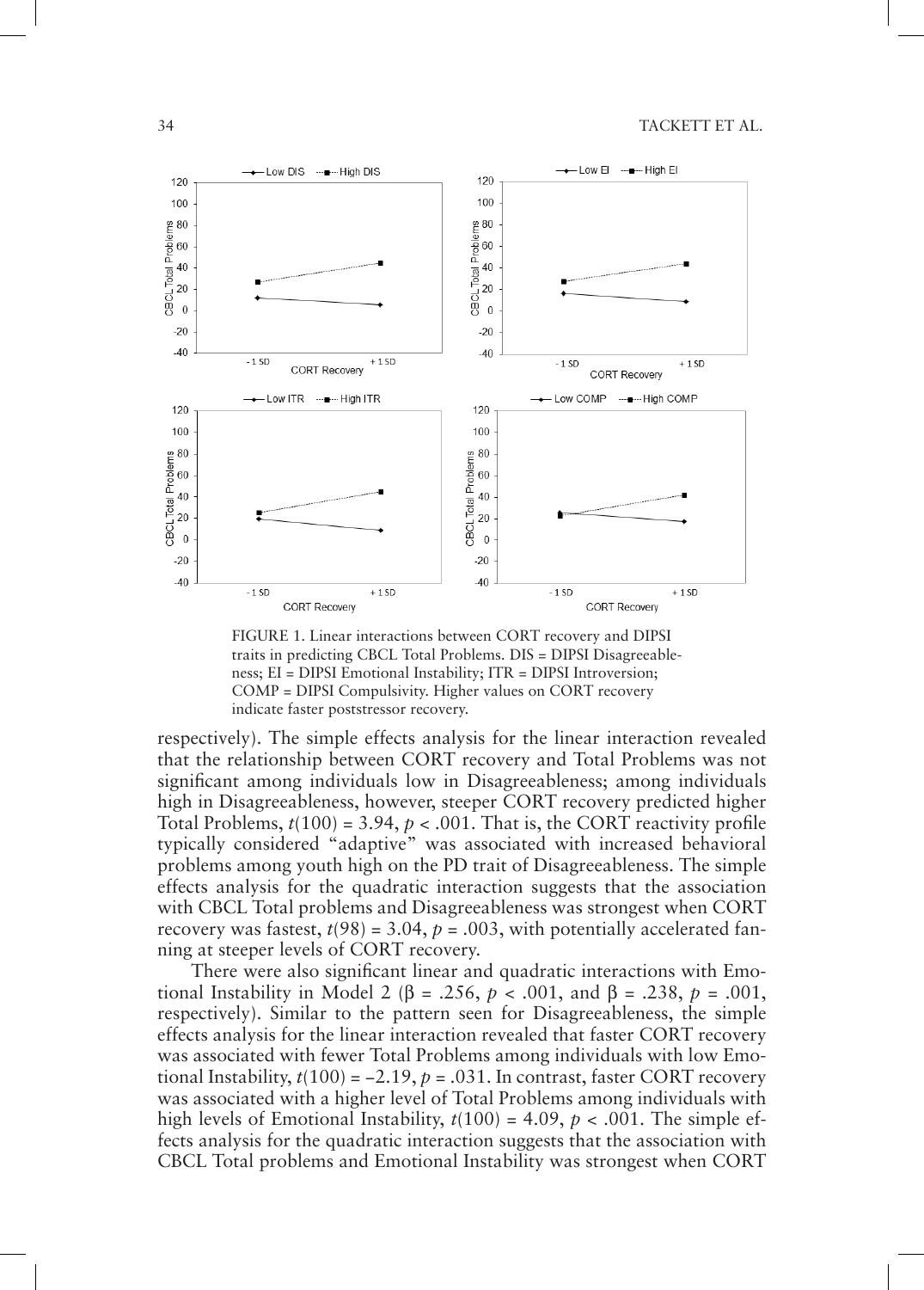FIGURE 1. Linear interactions between CORT recovery and DIPSI traits in predicting CBCL Total Problems. DIS = DIPSI Disagreeableness; EI = DIPSI Emotional Instability; ITR = DIPSI Introversion; COMP = DIPSI Compulsivity. Higher values on CORT recovery indicate faster poststressor recovery.

respectively). The simple effects analysis for the linear interaction revealed that the relationship between CORT recovery and Total Problems was not significant among individuals low in Disagreeableness; among individuals high in Disagreeableness, however, steeper CORT recovery predicted higher Total Problems, $t(100) = 3.94$, $p < .001$. That is, the CORT reactivity profile typically considered "adaptive" was associated with increased behavioral problems among youth high on the PD trait of Disagreeableness. The simple effects analysis for the quadratic interaction suggests that the association with CBCL Total problems and Disagreeableness was strongest when CORT recovery was fastest, $t(98) = 3.04$, $p = .003$, with potentially accelerated fanning at steeper levels of CORT recovery.

There were also significant linear and quadratic interactions with Emotional Instability in Model 2 ($\beta = .256$, $p < .001$, and $\beta = .238$, $p = .001$, respectively). Similar to the pattern seen for Disagreeableness, the simple effects analysis for the linear interaction revealed that faster CORT recovery was associated with fewer Total Problems among individuals with low Emotional Instability, $t(100) = -2.19$, $p = .031$. In contrast, faster CORT recovery was associated with a higher level of Total Problems among individuals with high levels of Emotional Instability, $t(100) = 4.09$, $p < .001$. The simple effects analysis for the quadratic interaction suggests that the association with CBCL Total problems and Emotional Instability was strongest when CORT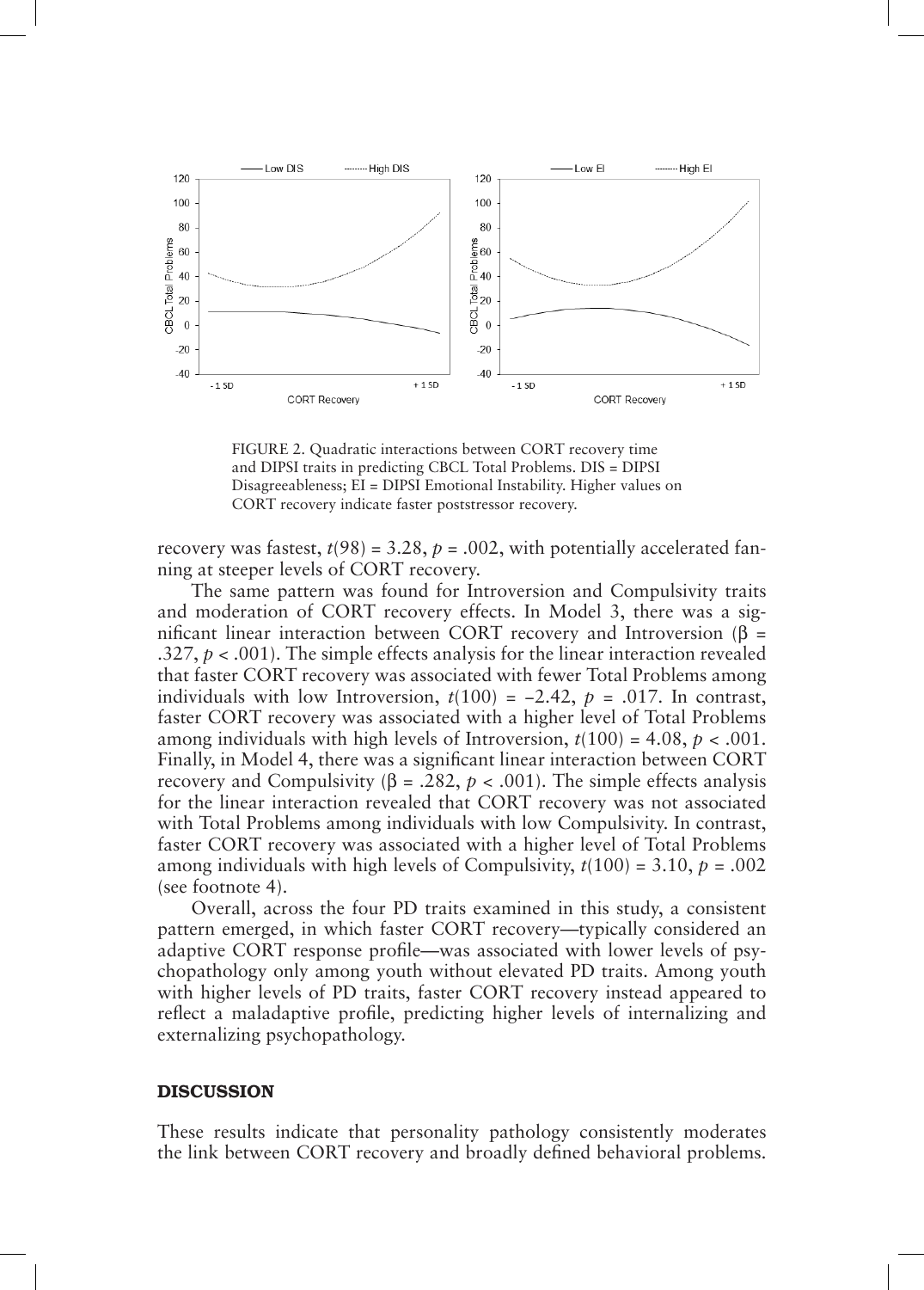FIGURE 2. Quadratic interactions between CORT recovery time and DIPSI traits in predicting CBCL Total Problems. DIS = DIPSI Disagreeableness; EI = DIPSI Emotional Instability. Higher values on CORT recovery indicate faster poststressor recovery.

recovery was fastest, $t(98) = 3.28$, $p = .002$, with potentially accelerated fanning at steeper levels of CORT recovery.

The same pattern was found for Introversion and Compulsivity traits and moderation of CORT recovery effects. In Model 3, there was a significant linear interaction between CORT recovery and Introversion ($\beta = .327$, $p < .001$). The simple effects analysis for the linear interaction revealed that faster CORT recovery was associated with fewer Total Problems among individuals with low Introversion, $t(100) = -2.42$, $p = .017$. In contrast, faster CORT recovery was associated with a higher level of Total Problems among individuals with high levels of Introversion, $t(100) = 4.08$, $p < .001$. Finally, in Model 4, there was a significant linear interaction between CORT recovery and Compulsivity ($\beta = .282$, $p < .001$). The simple effects analysis for the linear interaction revealed that CORT recovery was not associated with Total Problems among individuals with low Compulsivity. In contrast, faster CORT recovery was associated with a higher level of Total Problems among individuals with high levels of Compulsivity, $t(100) = 3.10$, $p = .002$ (see footnote 4).

Overall, across the four PD traits examined in this study, a consistent pattern emerged, in which faster CORT recovery—typically considered an adaptive CORT response profile—was associated with lower levels of psychopathology only among youth without elevated PD traits. Among youth with higher levels of PD traits, faster CORT recovery instead appeared to reflect a maladaptive profile, predicting higher levels of internalizing and externalizing psychopathology.

## DISCUSSION

These results indicate that personality pathology consistently moderates the link between CORT recovery and broadly defined behavioral problems.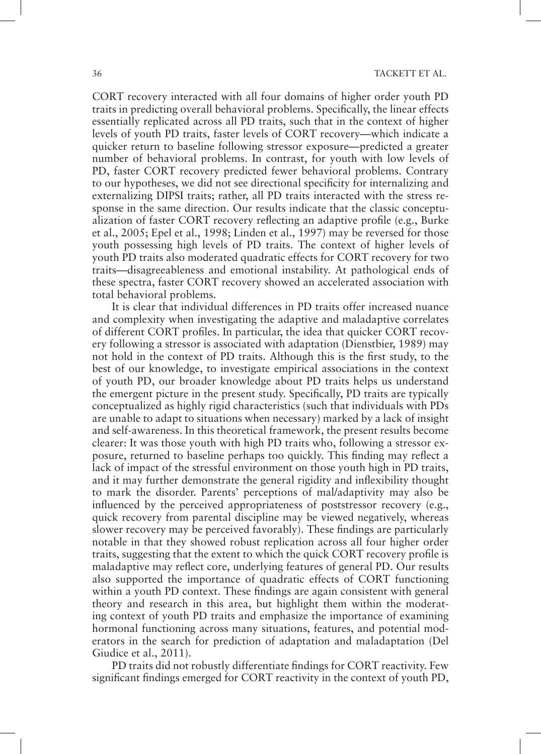CORT recovery interacted with all four domains of higher order youth PD traits in predicting overall behavioral problems. Specifically, the linear effects essentially replicated across all PD traits, such that in the context of higher levels of youth PD traits, faster levels of CORT recovery—which indicate a quicker return to baseline following stressor exposure—predicted a greater number of behavioral problems. In contrast, for youth with low levels of PD, faster CORT recovery predicted fewer behavioral problems. Contrary to our hypotheses, we did not see directional specificity for internalizing and externalizing DIPSI traits; rather, all PD traits interacted with the stress response in the same direction. Our results indicate that the classic conceptualization of faster CORT recovery reflecting an adaptive profile (e.g., Burke et al., 2005; Epel et al., 1998; Linden et al., 1997) may be reversed for those youth possessing high levels of PD traits. The context of higher levels of youth PD traits also moderated quadratic effects for CORT recovery for two traits—disagreeableness and emotional instability. At pathological ends of these spectra, faster CORT recovery showed an accelerated association with total behavioral problems.

It is clear that individual differences in PD traits offer increased nuance and complexity when investigating the adaptive and maladaptive correlates of different CORT profiles. In particular, the idea that quicker CORT recovery following a stressor is associated with adaptation (Dienstbier, 1989) may not hold in the context of PD traits. Although this is the first study, to the best of our knowledge, to investigate empirical associations in the context of youth PD, our broader knowledge about PD traits helps us understand the emergent picture in the present study. Specifically, PD traits are typically conceptualized as highly rigid characteristics (such that individuals with PDs are unable to adapt to situations when necessary) marked by a lack of insight and self-awareness. In this theoretical framework, the present results become clearer: It was those youth with high PD traits who, following a stressor exposure, returned to baseline perhaps too quickly. This finding may reflect a lack of impact of the stressful environment on those youth high in PD traits, and it may further demonstrate the general rigidity and inflexibility thought to mark the disorder. Parents' perceptions of mal/adaptivity may also be influenced by the perceived appropriateness of poststressor recovery (e.g., quick recovery from parental discipline may be viewed negatively, whereas slower recovery may be perceived favorably). These findings are particularly notable in that they showed robust replication across all four higher order traits, suggesting that the extent to which the quick CORT recovery profile is maladaptive may reflect core, underlying features of general PD. Our results also supported the importance of quadratic effects of CORT functioning within a youth PD context. These findings are again consistent with general theory and research in this area, but highlight them within the moderating context of youth PD traits and emphasize the importance of examining hormonal functioning across many situations, features, and potential moderators in the search for prediction of adaptation and maladaptation (Del Giudice et al., 2011).

PD traits did not robustly differentiate findings for CORT reactivity. Few significant findings emerged for CORT reactivity in the context of youth PD,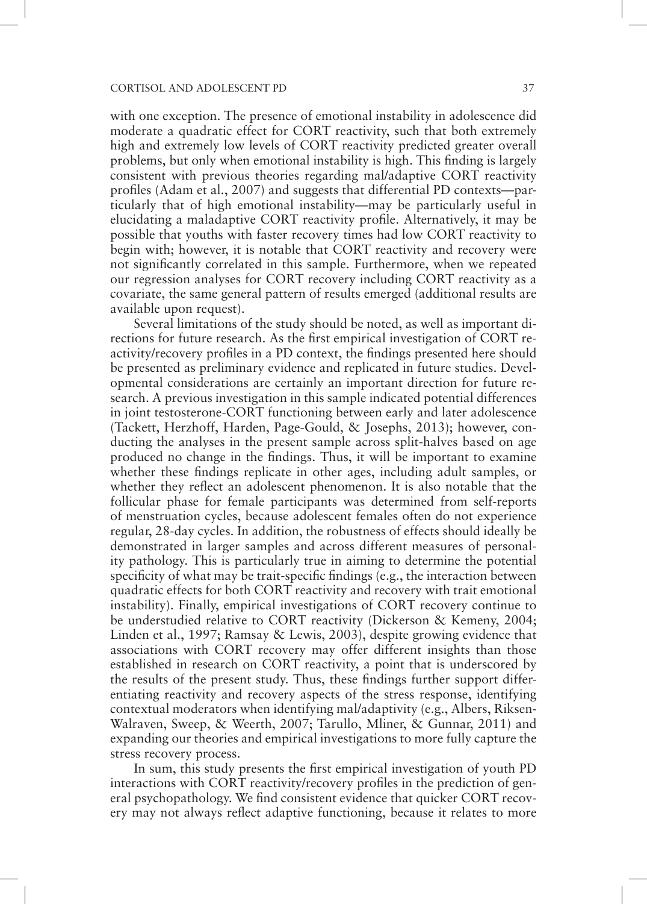with one exception. The presence of emotional instability in adolescence did moderate a quadratic effect for CORT reactivity, such that both extremely high and extremely low levels of CORT reactivity predicted greater overall problems, but only when emotional instability is high. This finding is largely consistent with previous theories regarding mal/adaptive CORT reactivity profiles (Adam et al., 2007) and suggests that differential PD contexts—particularly that of high emotional instability—may be particularly useful in elucidating a maladaptive CORT reactivity profile. Alternatively, it may be possible that youths with faster recovery times had low CORT reactivity to begin with; however, it is notable that CORT reactivity and recovery were not significantly correlated in this sample. Furthermore, when we repeated our regression analyses for CORT recovery including CORT reactivity as a covariate, the same general pattern of results emerged (additional results are available upon request).

Several limitations of the study should be noted, as well as important directions for future research. As the first empirical investigation of CORT reactivity/recovery profiles in a PD context, the findings presented here should be presented as preliminary evidence and replicated in future studies. Developmental considerations are certainly an important direction for future research. A previous investigation in this sample indicated potential differences in joint testosterone-CORT functioning between early and later adolescence (Tackett, Herzhoff, Harden, Page-Gould, & Josephs, 2013); however, conducting the analyses in the present sample across split-halves based on age produced no change in the findings. Thus, it will be important to examine whether these findings replicate in other ages, including adult samples, or whether they reflect an adolescent phenomenon. It is also notable that the follicular phase for female participants was determined from self-reports of menstruation cycles, because adolescent females often do not experience regular, 28-day cycles. In addition, the robustness of effects should ideally be demonstrated in larger samples and across different measures of personality pathology. This is particularly true in aiming to determine the potential specificity of what may be trait-specific findings (e.g., the interaction between quadratic effects for both CORT reactivity and recovery with trait emotional instability). Finally, empirical investigations of CORT recovery continue to be understudied relative to CORT reactivity (Dickerson & Kemeny, 2004; Linden et al., 1997; Ramsay & Lewis, 2003), despite growing evidence that associations with CORT recovery may offer different insights than those established in research on CORT reactivity, a point that is underscored by the results of the present study. Thus, these findings further support differentiating reactivity and recovery aspects of the stress response, identifying contextual moderators when identifying mal/adaptivity (e.g., Albers, Riksen-Walraven, Sweep, & Weerth, 2007; Tarullo, Mliner, & Gunnar, 2011) and expanding our theories and empirical investigations to more fully capture the stress recovery process.

In sum, this study presents the first empirical investigation of youth PD interactions with CORT reactivity/recovery profiles in the prediction of general psychopathology. We find consistent evidence that quicker CORT recovery may not always reflect adaptive functioning, because it relates to more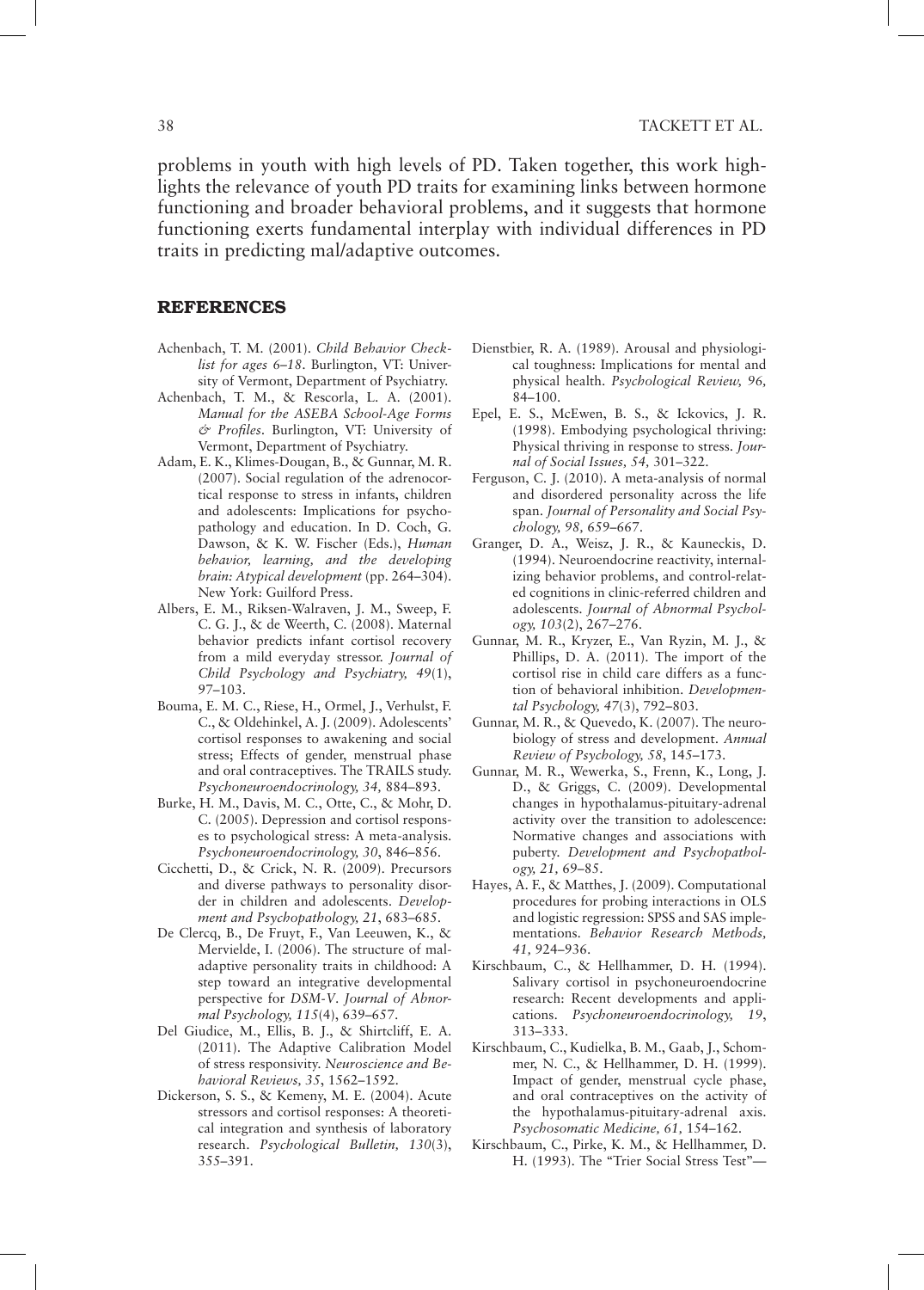problems in youth with high levels of PD. Taken together, this work highlights the relevance of youth PD traits for examining links between hormone functioning and broader behavioral problems, and it suggests that hormone functioning exerts fundamental interplay with individual differences in PD traits in predicting mal/adaptive outcomes.

## REFERENCES

Achenbach, T. M. (2001). *Child Behavior Checklist for ages 6–18*. Burlington, VT: University of Vermont, Department of Psychiatry.

Achenbach, T. M., & Rescorla, L. A. (2001). *Manual for the ASEBA School-Age Forms & Profiles*. Burlington, VT: University of Vermont, Department of Psychiatry.

Adam, E. K., Klimes-Dougan, B., & Gunnar, M. R. (2007). Social regulation of the adrenocortical response to stress in infants, children and adolescents: Implications for psychopathology and education. In D. Coch, G. Dawson, & K. W. Fischer (Eds.), *Human behavior, learning, and the developing brain: Atypical development* (pp. 264–304). New York: Guilford Press.

Albers, E. M., Riksen-Walraven, J. M., Sweep, F. C. G. J., & de Weerth, C. (2008). Maternal behavior predicts infant cortisol recovery from a mild everyday stressor. *Journal of Child Psychology and Psychiatry, 49*(1), 97–103.

Bouma, E. M. C., Riese, H., Ormel, J., Verhulst, F. C., & Oldehinkel, A. J. (2009). Adolescents' cortisol responses to awakening and social stress; Effects of gender, menstrual phase and oral contraceptives. The TRAILS study. *Psychoneuroendocrinology, 34,* 884–893.

Burke, H. M., Davis, M. C., Otte, C., & Mohr, D. C. (2005). Depression and cortisol responses to psychological stress: A meta-analysis. *Psychoneuroendocrinology, 30*, 846–856.

Cicchetti, D., & Crick, N. R. (2009). Precursors and diverse pathways to personality disorder in children and adolescents. *Development and Psychopathology, 21*, 683–685.

De Clercq, B., De Fruyt, F., Van Leeuwen, K., & Mervielde, I. (2006). The structure of maladaptive personality traits in childhood: A step toward an integrative developmental perspective for *DSM-V*. *Journal of Abnormal Psychology, 115*(4), 639–657.

Del Giudice, M., Ellis, B. J., & Shirtcliff, E. A. (2011). The Adaptive Calibration Model of stress responsivity. *Neuroscience and Behavioral Reviews, 35*, 1562–1592.

Dickerson, S. S., & Kemeny, M. E. (2004). Acute stressors and cortisol responses: A theoretical integration and synthesis of laboratory research. *Psychological Bulletin, 130*(3), 355–391.

Dienstbier, R. A. (1989). Arousal and physiological toughness: Implications for mental and physical health. *Psychological Review, 96,* 84–100.

Epel, E. S., McEwen, B. S., & Ickovics, J. R. (1998). Embodying psychological thriving: Physical thriving in response to stress. *Journal of Social Issues, 54,* 301–322.

Ferguson, C. J. (2010). A meta-analysis of normal and disordered personality across the life span. *Journal of Personality and Social Psychology, 98,* 659–667.

Granger, D. A., Weisz, J. R., & Kauneckis, D. (1994). Neuroendocrine reactivity, internalizing behavior problems, and control-related cognitions in clinic-referred children and adolescents. *Journal of Abnormal Psychology, 103*(2), 267–276.

Gunnar, M. R., Kryzer, E., Van Ryzin, M. J., & Phillips, D. A. (2011). The import of the cortisol rise in child care differs as a function of behavioral inhibition. *Developmental Psychology, 47*(3), 792–803.

Gunnar, M. R., & Quevedo, K. (2007). The neurobiology of stress and development. *Annual Review of Psychology, 58*, 145–173.

Gunnar, M. R., Wewerka, S., Frenn, K., Long, J. D., & Griggs, C. (2009). Developmental changes in hypothalamus-pituitary-adrenal activity over the transition to adolescence: Normative changes and associations with puberty. *Development and Psychopathology, 21,* 69–85.

Hayes, A. F., & Matthes, J. (2009). Computational procedures for probing interactions in OLS and logistic regression: SPSS and SAS implementations. *Behavior Research Methods, 41,* 924–936.

Kirschbaum, C., & Hellhammer, D. H. (1994). Salivary cortisol in psychoneuroendocrine research: Recent developments and applications. *Psychoneuroendocrinology, 19*, 313–333.

Kirschbaum, C., Kudielka, B. M., Gaab, J., Schommer, N. C., & Hellhammer, D. H. (1999). Impact of gender, menstrual cycle phase, and oral contraceptives on the activity of the hypothalamus-pituitary-adrenal axis. *Psychosomatic Medicine, 61,* 154–162.

Kirschbaum, C., Pirke, K. M., & Hellhammer, D. H. (1993). The "Trier Social Stress Test"—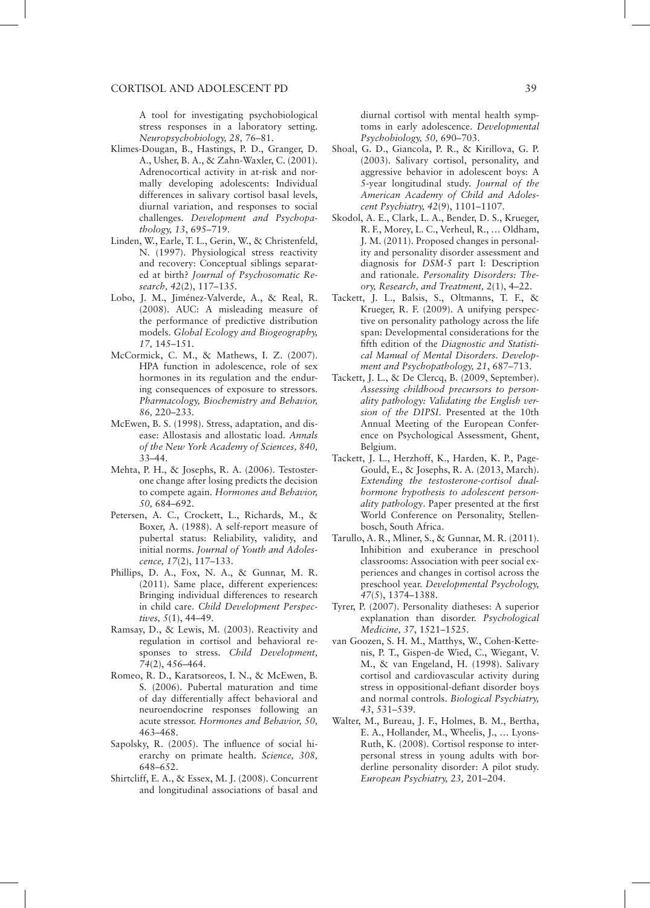A tool for investigating psychobiological stress responses in a laboratory setting. *Neuropsychobiology, 28,* 76–81.

Klimes-Dougan, B., Hastings, P. D., Granger, D. A., Usher, B. A., & Zahn-Waxler, C. (2001). Adrenocortical activity in at-risk and normally developing adolescents: Individual differences in salivary cortisol basal levels, diurnal variation, and responses to social challenges. *Development and Psychopathology, 13*, 695–719.

Linden, W., Earle, T. L., Gerin, W., & Christenfeld, N. (1997). Physiological stress reactivity and recovery: Conceptual siblings separated at birth? *Journal of Psychosomatic Research, 42*(2), 117–135.

Lobo, J. M., Jiménez-Valverde, A., & Real, R. (2008). AUC: A misleading measure of the performance of predictive distribution models. *Global Ecology and Biogeography, 17,* 145–151.

McCormick, C. M., & Mathews, I. Z. (2007). HPA function in adolescence, role of sex hormones in its regulation and the enduring consequences of exposure to stressors. *Pharmacology, Biochemistry and Behavior, 86,* 220–233.

McEwen, B. S. (1998). Stress, adaptation, and disease: Allostasis and allostatic load. *Annals of the New York Academy of Sciences, 840,* 33–44.

Mehta, P. H., & Josephs, R. A. (2006). Testosterone change after losing predicts the decision to compete again. *Hormones and Behavior, 50,* 684–692.

Petersen, A. C., Crockett, L., Richards, M., & Boxer, A. (1988). A self-report measure of pubertal status: Reliability, validity, and initial norms. *Journal of Youth and Adolescence, 17*(2), 117–133.

Phillips, D. A., Fox, N. A., & Gunnar, M. R. (2011). Same place, different experiences: Bringing individual differences to research in child care. *Child Development Perspectives, 5*(1), 44–49.

Ramsay, D., & Lewis, M. (2003). Reactivity and regulation in cortisol and behavioral responses to stress. *Child Development, 74*(2), 456–464.

Romeo, R. D., Karatsoreos, I. N., & McEwen, B. S. (2006). Pubertal maturation and time of day differentially affect behavioral and neuroendocrine responses following an acute stressor. *Hormones and Behavior, 50,* 463–468.

Sapolsky, R. (2005). The influence of social hierarchy on primate health. *Science, 308,* 648–652.

Shirtcliff, E. A., & Essex, M. J. (2008). Concurrent and longitudinal associations of basal and diurnal cortisol with mental health symptoms in early adolescence. *Developmental Psychobiology, 50,* 690–703.

Shoal, G. D., Giancola, P. R., & Kirillova, G. P. (2003). Salivary cortisol, personality, and aggressive behavior in adolescent boys: A 5-year longitudinal study. *Journal of the American Academy of Child and Adolescent Psychiatry, 42*(9), 1101–1107.

Skodol, A. E., Clark, L. A., Bender, D. S., Krueger, R. F., Morey, L. C., Verheul, R., … Oldham, J. M. (2011). Proposed changes in personality and personality disorder assessment and diagnosis for *DSM-5* part I: Description and rationale. *Personality Disorders: Theory, Research, and Treatment, 2*(1), 4–22.

Tackett, J. L., Balsis, S., Oltmanns, T. F., & Krueger, R. F. (2009). A unifying perspective on personality pathology across the life span: Developmental considerations for the fifth edition of the *Diagnostic and Statistical Manual of Mental Disorders*. *Development and Psychopathology, 21*, 687–713.

Tackett, J. L., & De Clercq, B. (2009, September). *Assessing childhood precursors to personality pathology: Validating the English version of the DIPSI.* Presented at the 10th Annual Meeting of the European Conference on Psychological Assessment, Ghent, Belgium.

Tackett, J. L., Herzhoff, K., Harden, K. P., Page-Gould, E., & Josephs, R. A. (2013, March). *Extending the testosterone-cortisol dual-hormone hypothesis to adolescent personality pathology*. Paper presented at the first World Conference on Personality, Stellenbosch, South Africa.

Tarullo, A. R., Mliner, S., & Gunnar, M. R. (2011). Inhibition and exuberance in preschool classrooms: Association with peer social experiences and changes in cortisol across the preschool year. *Developmental Psychology, 47*(5), 1374–1388.

Tyrer, P. (2007). Personality diatheses: A superior explanation than disorder. *Psychological Medicine, 37*, 1521–1525.

van Goozen, S. H. M., Matthys, W., Cohen-Kettenis, P. T., Gispen-de Wied, C., Wiegant, V. M., & van Engeland, H. (1998). Salivary cortisol and cardiovascular activity during stress in oppositional-defiant disorder boys and normal controls. *Biological Psychiatry, 43*, 531–539.

Walter, M., Bureau, J. F., Holmes, B. M., Bertha, E. A., Hollander, M., Wheelis, J., … Lyons-Ruth, K. (2008). Cortisol response to interpersonal stress in young adults with borderline personality disorder: A pilot study. *European Psychiatry, 23,* 201–204.